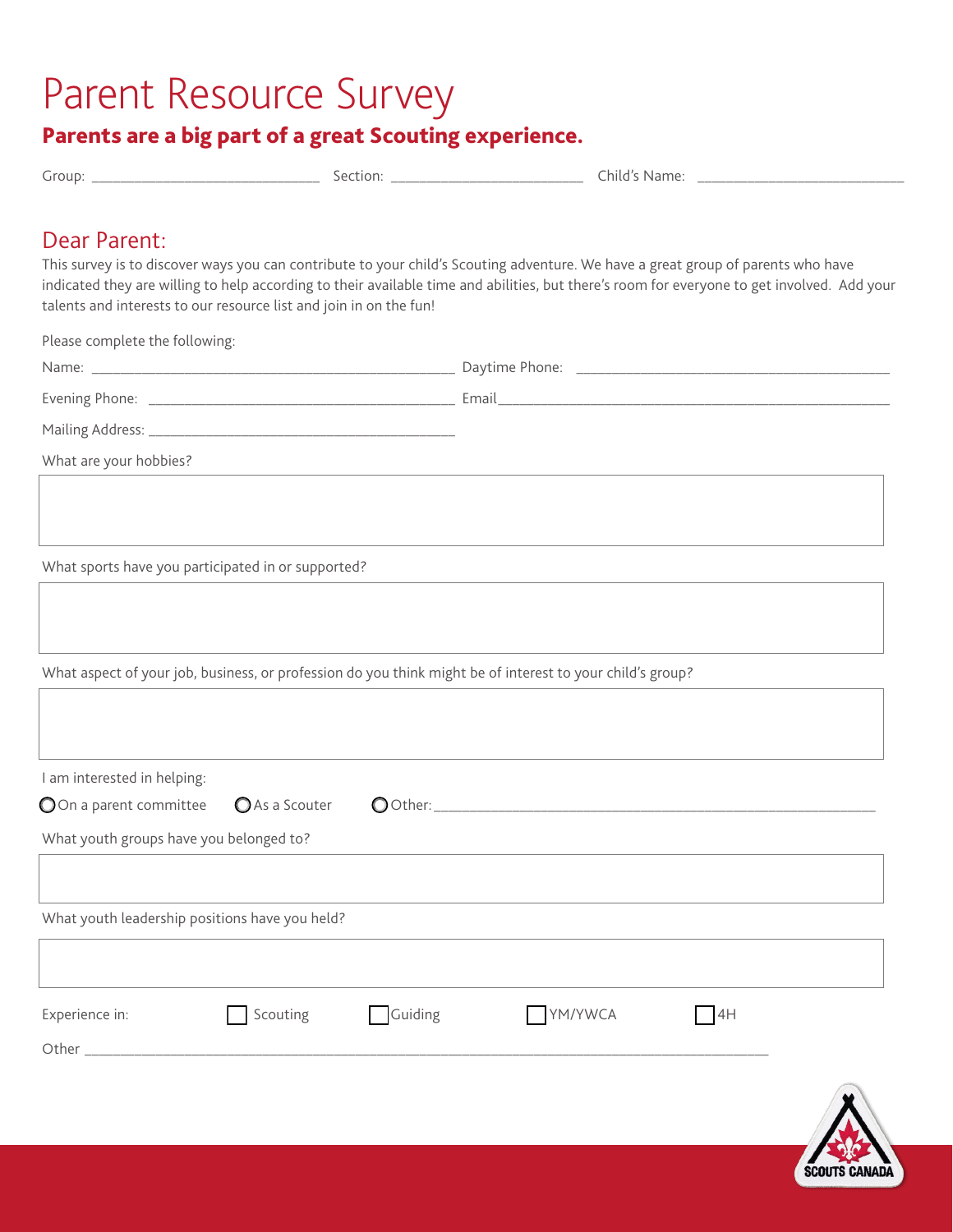# Parent Resource Survey

## Parents are a big part of a great Scouting experience.

Group: ______________________________ Section: _________________________ Child's Name: ____________________________

## Dear Parent:

This survey is to discover ways you can contribute to your child's Scouting adventure. We have a great group of parents who have indicated they are willing to help according to their available time and abilities, but there's room for everyone to get involved. Add your talents and interests to our resource list and join in on the fun!

Please complete the following:

Name: ________________________________________________ Daytime Phone: _________________________________________

Evening Phone: ________________________________________ Email_______________________________________________________

Mailing Address: ________________________________________

What are your hobbies?

What sports have you participated in or supported?

What aspect of your job, business, or profession do you think might be of interest to your child's group?

I am interested in helping:

○ On a parent committee ○ As a Scouter ○ Other: ____________________________________________________________

What youth groups have you belonged to?

What youth leadership positions have you held?

Experience in: ☐ Scouting ☐ Guiding ☐ YM/YWCA ☐ 4H

Other _________________________________________________________________________________________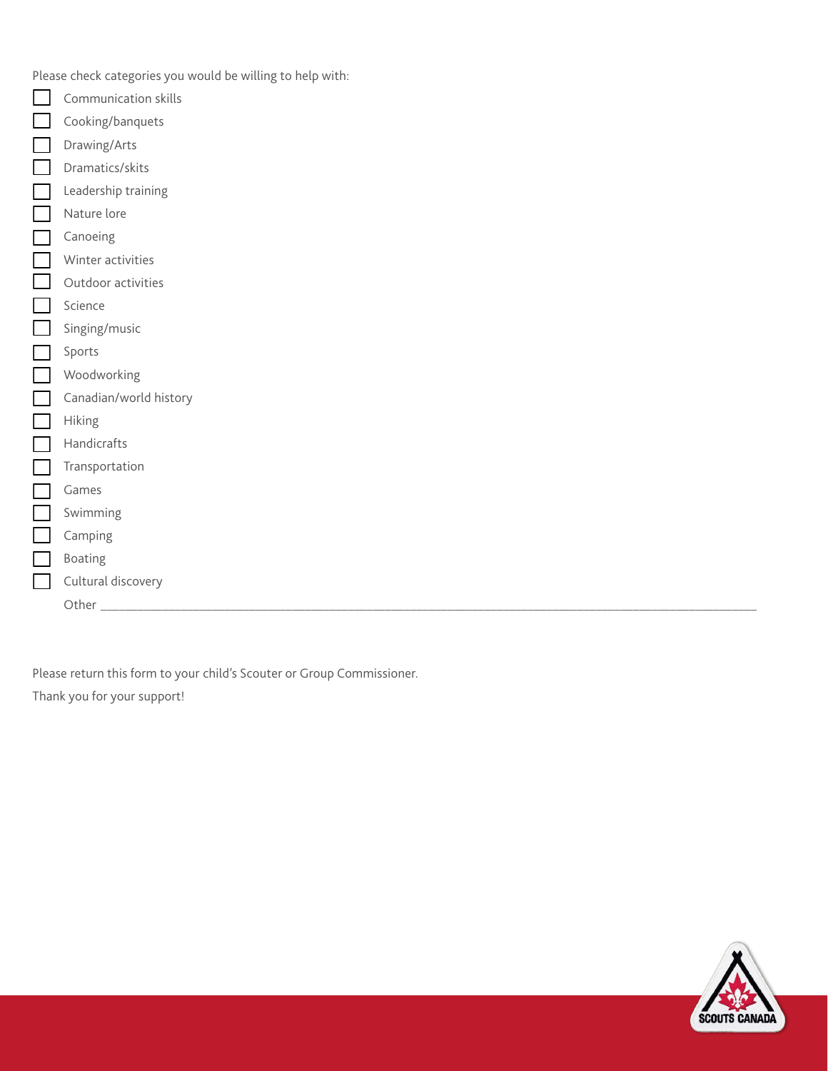Please check categories you would be willing to help with:

- [ ] Communication skills
- [ ] Cooking/banquets
- [ ] Drawing/Arts
- [ ] Dramatics/skits
- [ ] Leadership training
- [ ] Nature lore
- [ ] Canoeing
- [ ] Winter activities
- [ ] Outdoor activities
- [ ] Science
- [ ] Singing/music
- [ ] Sports
- [ ] Woodworking
- [ ] Canadian/world history
- [ ] Hiking
- [ ] Handicrafts
- [ ] Transportation
- [ ] Games
- [ ] Swimming
- [ ] Camping
- [ ] Boating
- [ ] Cultural discovery

Other ______________________________________________________________________________

Please return this form to your child's Scouter or Group Commissioner.

Thank you for your support!

SCOUTS CANADA